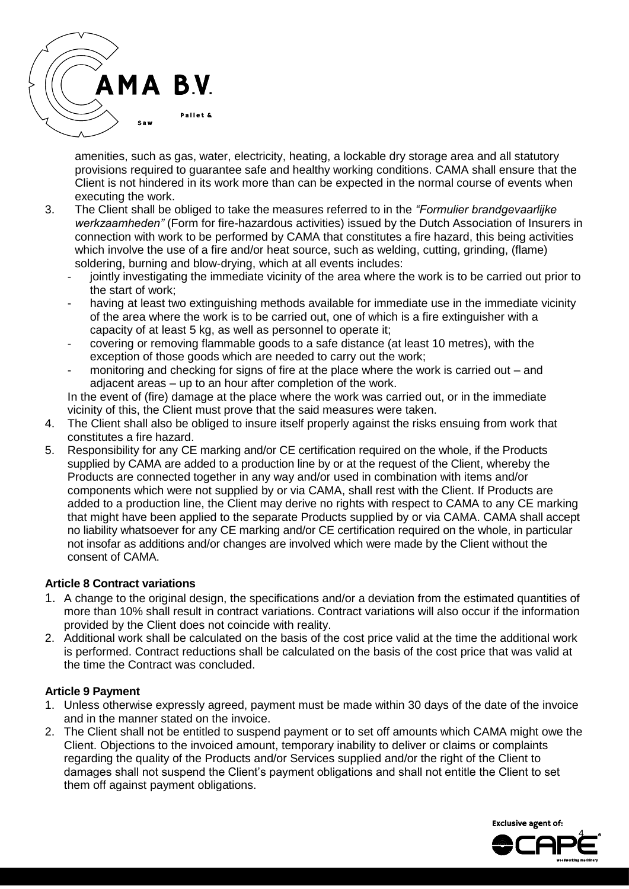amenities, such as gas, water, electricity, heating, a lockable dry storage area and all statutory provisions required to guarantee safe and healthy working conditions. CAMA shall ensure that the Client is not hindered in its work more than can be expected in the normal course of events when executing the work.

3. The Client shall be obliged to take the measures referred to in the *"Formulier brandgevaarlijke werkzaamheden"* (Form for fire-hazardous activities) issued by the Dutch Association of Insurers in connection with work to be performed by CAMA that constitutes a fire hazard, this being activities which involve the use of a fire and/or heat source, such as welding, cutting, grinding, (flame) soldering, burning and blow-drying, which at all events includes:
   - jointly investigating the immediate vicinity of the area where the work is to be carried out prior to the start of work;
   - having at least two extinguishing methods available for immediate use in the immediate vicinity of the area where the work is to be carried out, one of which is a fire extinguisher with a capacity of at least 5 kg, as well as personnel to operate it;
   - covering or removing flammable goods to a safe distance (at least 10 metres), with the exception of those goods which are needed to carry out the work;
   - monitoring and checking for signs of fire at the place where the work is carried out – and adjacent areas – up to an hour after completion of the work.

   In the event of (fire) damage at the place where the work was carried out, or in the immediate vicinity of this, the Client must prove that the said measures were taken.
4. The Client shall also be obliged to insure itself properly against the risks ensuing from work that constitutes a fire hazard.
5. Responsibility for any CE marking and/or CE certification required on the whole, if the Products supplied by CAMA are added to a production line by or at the request of the Client, whereby the Products are connected together in any way and/or used in combination with items and/or components which were not supplied by or via CAMA, shall rest with the Client. If Products are added to a production line, the Client may derive no rights with respect to CAMA to any CE marking that might have been applied to the separate Products supplied by or via CAMA. CAMA shall accept no liability whatsoever for any CE marking and/or CE certification required on the whole, in particular not insofar as additions and/or changes are involved which were made by the Client without the consent of CAMA.

**Article 8 Contract variations**

1. A change to the original design, the specifications and/or a deviation from the estimated quantities of more than 10% shall result in contract variations. Contract variations will also occur if the information provided by the Client does not coincide with reality.
2. Additional work shall be calculated on the basis of the cost price valid at the time the additional work is performed. Contract reductions shall be calculated on the basis of the cost price that was valid at the time the Contract was concluded.

**Article 9 Payment**

1. Unless otherwise expressly agreed, payment must be made within 30 days of the date of the invoice and in the manner stated on the invoice.
2. The Client shall not be entitled to suspend payment or to set off amounts which CAMA might owe the Client. Objections to the invoiced amount, temporary inability to deliver or claims or complaints regarding the quality of the Products and/or Services supplied and/or the right of the Client to damages shall not suspend the Client's payment obligations and shall not entitle the Client to set them off against payment obligations.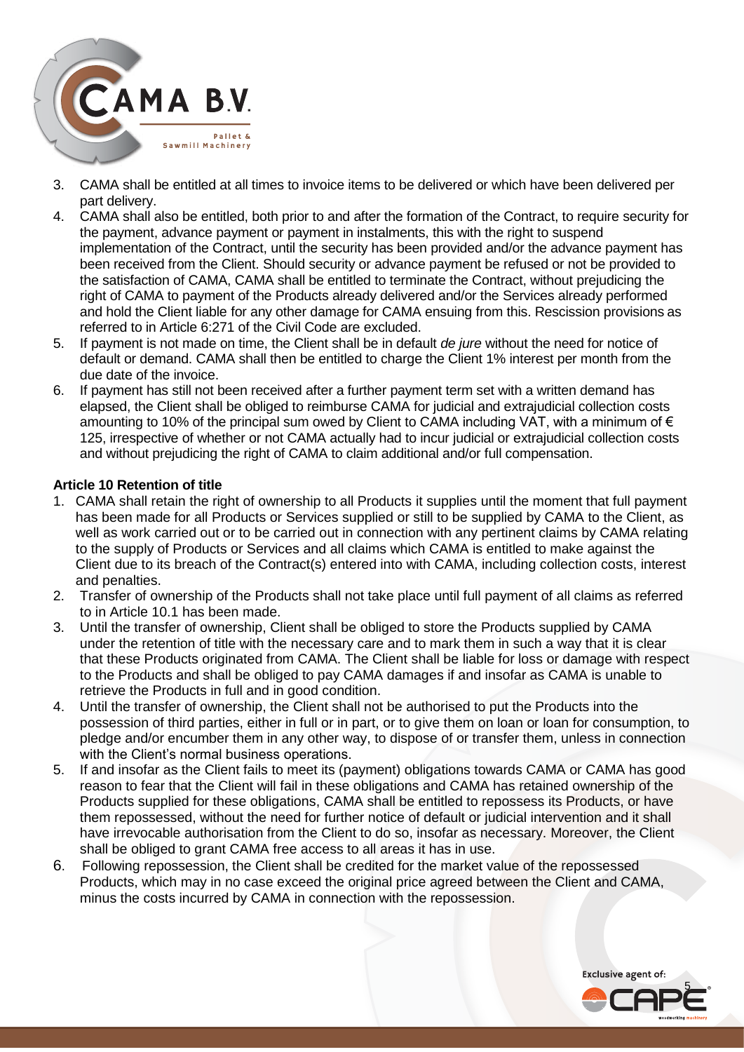3. CAMA shall be entitled at all times to invoice items to be delivered or which have been delivered per part delivery.
4. CAMA shall also be entitled, both prior to and after the formation of the Contract, to require security for the payment, advance payment or payment in instalments, this with the right to suspend implementation of the Contract, until the security has been provided and/or the advance payment has been received from the Client. Should security or advance payment be refused or not be provided to the satisfaction of CAMA, CAMA shall be entitled to terminate the Contract, without prejudicing the right of CAMA to payment of the Products already delivered and/or the Services already performed and hold the Client liable for any other damage for CAMA ensuing from this. Rescission provisions as referred to in Article 6:271 of the Civil Code are excluded.
5. If payment is not made on time, the Client shall be in default *de jure* without the need for notice of default or demand. CAMA shall then be entitled to charge the Client 1% interest per month from the due date of the invoice.
6. If payment has still not been received after a further payment term set with a written demand has elapsed, the Client shall be obliged to reimburse CAMA for judicial and extrajudicial collection costs amounting to 10% of the principal sum owed by Client to CAMA including VAT, with a minimum of € 125, irrespective of whether or not CAMA actually had to incur judicial or extrajudicial collection costs and without prejudicing the right of CAMA to claim additional and/or full compensation.

**Article 10 Retention of title**

1. CAMA shall retain the right of ownership to all Products it supplies until the moment that full payment has been made for all Products or Services supplied or still to be supplied by CAMA to the Client, as well as work carried out or to be carried out in connection with any pertinent claims by CAMA relating to the supply of Products or Services and all claims which CAMA is entitled to make against the Client due to its breach of the Contract(s) entered into with CAMA, including collection costs, interest and penalties.
2. Transfer of ownership of the Products shall not take place until full payment of all claims as referred to in Article 10.1 has been made.
3. Until the transfer of ownership, Client shall be obliged to store the Products supplied by CAMA under the retention of title with the necessary care and to mark them in such a way that it is clear that these Products originated from CAMA. The Client shall be liable for loss or damage with respect to the Products and shall be obliged to pay CAMA damages if and insofar as CAMA is unable to retrieve the Products in full and in good condition.
4. Until the transfer of ownership, the Client shall not be authorised to put the Products into the possession of third parties, either in full or in part, or to give them on loan or loan for consumption, to pledge and/or encumber them in any other way, to dispose of or transfer them, unless in connection with the Client's normal business operations.
5. If and insofar as the Client fails to meet its (payment) obligations towards CAMA or CAMA has good reason to fear that the Client will fail in these obligations and CAMA has retained ownership of the Products supplied for these obligations, CAMA shall be entitled to repossess its Products, or have them repossessed, without the need for further notice of default or judicial intervention and it shall have irrevocable authorisation from the Client to do so, insofar as necessary. Moreover, the Client shall be obliged to grant CAMA free access to all areas it has in use.
6. Following repossession, the Client shall be credited for the market value of the repossessed Products, which may in no case exceed the original price agreed between the Client and CAMA, minus the costs incurred by CAMA in connection with the repossession.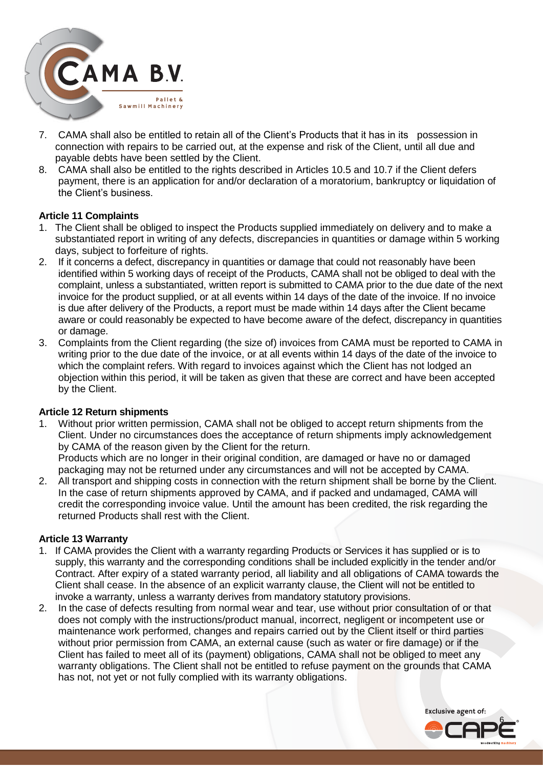7. CAMA shall also be entitled to retain all of the Client's Products that it has in its possession in connection with repairs to be carried out, at the expense and risk of the Client, until all due and payable debts have been settled by the Client.
8. CAMA shall also be entitled to the rights described in Articles 10.5 and 10.7 if the Client defers payment, there is an application for and/or declaration of a moratorium, bankruptcy or liquidation of the Client's business.

**Article 11 Complaints**

1. The Client shall be obliged to inspect the Products supplied immediately on delivery and to make a substantiated report in writing of any defects, discrepancies in quantities or damage within 5 working days, subject to forfeiture of rights.
2. If it concerns a defect, discrepancy in quantities or damage that could not reasonably have been identified within 5 working days of receipt of the Products, CAMA shall not be obliged to deal with the complaint, unless a substantiated, written report is submitted to CAMA prior to the due date of the next invoice for the product supplied, or at all events within 14 days of the date of the invoice. If no invoice is due after delivery of the Products, a report must be made within 14 days after the Client became aware or could reasonably be expected to have become aware of the defect, discrepancy in quantities or damage.
3. Complaints from the Client regarding (the size of) invoices from CAMA must be reported to CAMA in writing prior to the due date of the invoice, or at all events within 14 days of the date of the invoice to which the complaint refers. With regard to invoices against which the Client has not lodged an objection within this period, it will be taken as given that these are correct and have been accepted by the Client.

**Article 12 Return shipments**

1. Without prior written permission, CAMA shall not be obliged to accept return shipments from the Client. Under no circumstances does the acceptance of return shipments imply acknowledgement by CAMA of the reason given by the Client for the return.
   Products which are no longer in their original condition, are damaged or have no or damaged packaging may not be returned under any circumstances and will not be accepted by CAMA.
2. All transport and shipping costs in connection with the return shipment shall be borne by the Client. In the case of return shipments approved by CAMA, and if packed and undamaged, CAMA will credit the corresponding invoice value. Until the amount has been credited, the risk regarding the returned Products shall rest with the Client.

**Article 13 Warranty**

1. If CAMA provides the Client with a warranty regarding Products or Services it has supplied or is to supply, this warranty and the corresponding conditions shall be included explicitly in the tender and/or Contract. After expiry of a stated warranty period, all liability and all obligations of CAMA towards the Client shall cease. In the absence of an explicit warranty clause, the Client will not be entitled to invoke a warranty, unless a warranty derives from mandatory statutory provisions.
2. In the case of defects resulting from normal wear and tear, use without prior consultation of or that does not comply with the instructions/product manual, incorrect, negligent or incompetent use or maintenance work performed, changes and repairs carried out by the Client itself or third parties without prior permission from CAMA, an external cause (such as water or fire damage) or if the Client has failed to meet all of its (payment) obligations, CAMA shall not be obliged to meet any warranty obligations. The Client shall not be entitled to refuse payment on the grounds that CAMA has not, not yet or not fully complied with its warranty obligations.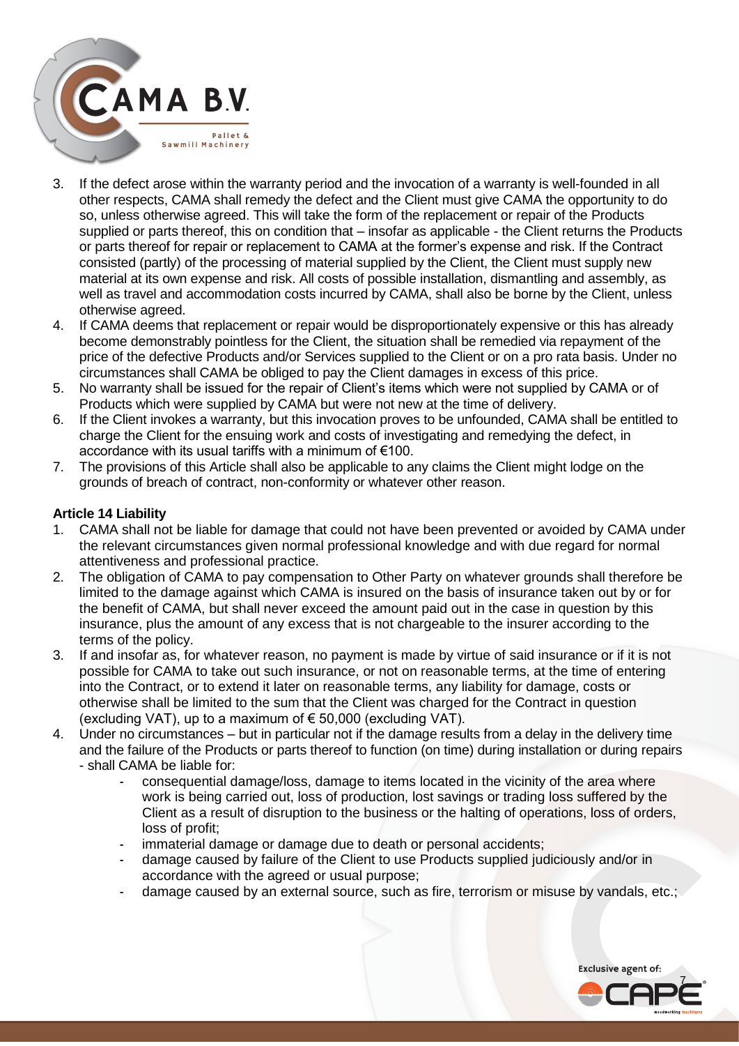3. If the defect arose within the warranty period and the invocation of a warranty is well-founded in all other respects, CAMA shall remedy the defect and the Client must give CAMA the opportunity to do so, unless otherwise agreed. This will take the form of the replacement or repair of the Products supplied or parts thereof, this on condition that – insofar as applicable - the Client returns the Products or parts thereof for repair or replacement to CAMA at the former's expense and risk. If the Contract consisted (partly) of the processing of material supplied by the Client, the Client must supply new material at its own expense and risk. All costs of possible installation, dismantling and assembly, as well as travel and accommodation costs incurred by CAMA, shall also be borne by the Client, unless otherwise agreed.
4. If CAMA deems that replacement or repair would be disproportionately expensive or this has already become demonstrably pointless for the Client, the situation shall be remedied via repayment of the price of the defective Products and/or Services supplied to the Client or on a pro rata basis. Under no circumstances shall CAMA be obliged to pay the Client damages in excess of this price.
5. No warranty shall be issued for the repair of Client's items which were not supplied by CAMA or of Products which were supplied by CAMA but were not new at the time of delivery.
6. If the Client invokes a warranty, but this invocation proves to be unfounded, CAMA shall be entitled to charge the Client for the ensuing work and costs of investigating and remedying the defect, in accordance with its usual tariffs with a minimum of €100.
7. The provisions of this Article shall also be applicable to any claims the Client might lodge on the grounds of breach of contract, non-conformity or whatever other reason.

**Article 14 Liability**

1. CAMA shall not be liable for damage that could not have been prevented or avoided by CAMA under the relevant circumstances given normal professional knowledge and with due regard for normal attentiveness and professional practice.
2. The obligation of CAMA to pay compensation to Other Party on whatever grounds shall therefore be limited to the damage against which CAMA is insured on the basis of insurance taken out by or for the benefit of CAMA, but shall never exceed the amount paid out in the case in question by this insurance, plus the amount of any excess that is not chargeable to the insurer according to the terms of the policy.
3. If and insofar as, for whatever reason, no payment is made by virtue of said insurance or if it is not possible for CAMA to take out such insurance, or not on reasonable terms, at the time of entering into the Contract, or to extend it later on reasonable terms, any liability for damage, costs or otherwise shall be limited to the sum that the Client was charged for the Contract in question (excluding VAT), up to a maximum of € 50,000 (excluding VAT).
4. Under no circumstances – but in particular not if the damage results from a delay in the delivery time and the failure of the Products or parts thereof to function (on time) during installation or during repairs - shall CAMA be liable for:
   - consequential damage/loss, damage to items located in the vicinity of the area where work is being carried out, loss of production, lost savings or trading loss suffered by the Client as a result of disruption to the business or the halting of operations, loss of orders, loss of profit;
   - immaterial damage or damage due to death or personal accidents;
   - damage caused by failure of the Client to use Products supplied judiciously and/or in accordance with the agreed or usual purpose;
   - damage caused by an external source, such as fire, terrorism or misuse by vandals, etc.;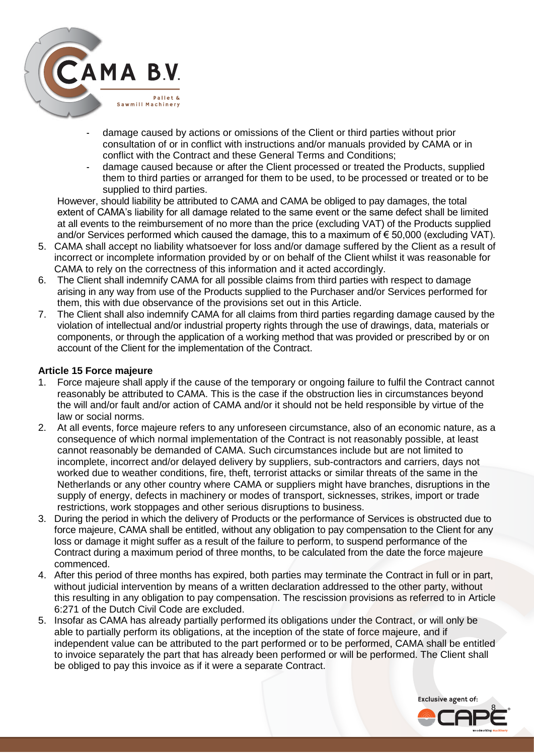- damage caused by actions or omissions of the Client or third parties without prior consultation of or in conflict with instructions and/or manuals provided by CAMA or in conflict with the Contract and these General Terms and Conditions;
- damage caused because or after the Client processed or treated the Products, supplied them to third parties or arranged for them to be used, to be processed or treated or to be supplied to third parties.

However, should liability be attributed to CAMA and CAMA be obliged to pay damages, the total extent of CAMA's liability for all damage related to the same event or the same defect shall be limited at all events to the reimbursement of no more than the price (excluding VAT) of the Products supplied and/or Services performed which caused the damage, this to a maximum of € 50,000 (excluding VAT).

5. CAMA shall accept no liability whatsoever for loss and/or damage suffered by the Client as a result of incorrect or incomplete information provided by or on behalf of the Client whilst it was reasonable for CAMA to rely on the correctness of this information and it acted accordingly.
6. The Client shall indemnify CAMA for all possible claims from third parties with respect to damage arising in any way from use of the Products supplied to the Purchaser and/or Services performed for them, this with due observance of the provisions set out in this Article.
7. The Client shall also indemnify CAMA for all claims from third parties regarding damage caused by the violation of intellectual and/or industrial property rights through the use of drawings, data, materials or components, or through the application of a working method that was provided or prescribed by or on account of the Client for the implementation of the Contract.

**Article 15 Force majeure**

1. Force majeure shall apply if the cause of the temporary or ongoing failure to fulfil the Contract cannot reasonably be attributed to CAMA. This is the case if the obstruction lies in circumstances beyond the will and/or fault and/or action of CAMA and/or it should not be held responsible by virtue of the law or social norms.
2. At all events, force majeure refers to any unforeseen circumstance, also of an economic nature, as a consequence of which normal implementation of the Contract is not reasonably possible, at least cannot reasonably be demanded of CAMA. Such circumstances include but are not limited to incomplete, incorrect and/or delayed delivery by suppliers, sub-contractors and carriers, days not worked due to weather conditions, fire, theft, terrorist attacks or similar threats of the same in the Netherlands or any other country where CAMA or suppliers might have branches, disruptions in the supply of energy, defects in machinery or modes of transport, sicknesses, strikes, import or trade restrictions, work stoppages and other serious disruptions to business.
3. During the period in which the delivery of Products or the performance of Services is obstructed due to force majeure, CAMA shall be entitled, without any obligation to pay compensation to the Client for any loss or damage it might suffer as a result of the failure to perform, to suspend performance of the Contract during a maximum period of three months, to be calculated from the date the force majeure commenced.
4. After this period of three months has expired, both parties may terminate the Contract in full or in part, without judicial intervention by means of a written declaration addressed to the other party, without this resulting in any obligation to pay compensation. The rescission provisions as referred to in Article 6:271 of the Dutch Civil Code are excluded.
5. Insofar as CAMA has already partially performed its obligations under the Contract, or will only be able to partially perform its obligations, at the inception of the state of force majeure, and if independent value can be attributed to the part performed or to be performed, CAMA shall be entitled to invoice separately the part that has already been performed or will be performed. The Client shall be obliged to pay this invoice as if it were a separate Contract.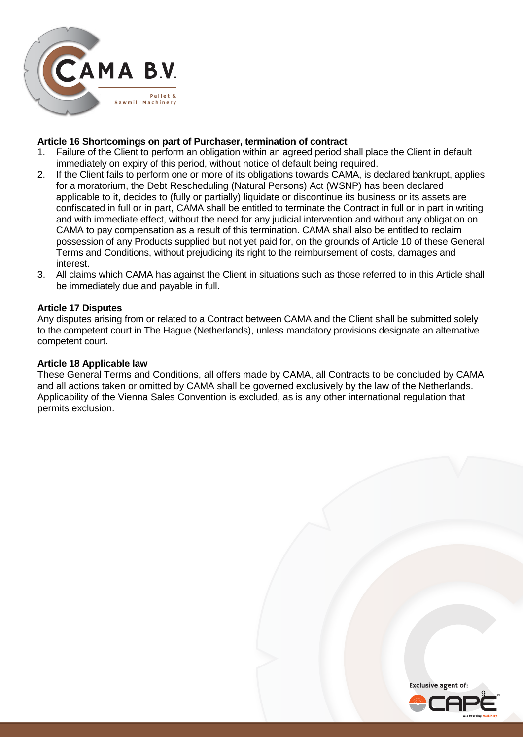**Article 16 Shortcomings on part of Purchaser, termination of contract**

1. Failure of the Client to perform an obligation within an agreed period shall place the Client in default immediately on expiry of this period, without notice of default being required.
2. If the Client fails to perform one or more of its obligations towards CAMA, is declared bankrupt, applies for a moratorium, the Debt Rescheduling (Natural Persons) Act (WSNP) has been declared applicable to it, decides to (fully or partially) liquidate or discontinue its business or its assets are confiscated in full or in part, CAMA shall be entitled to terminate the Contract in full or in part in writing and with immediate effect, without the need for any judicial intervention and without any obligation on CAMA to pay compensation as a result of this termination. CAMA shall also be entitled to reclaim possession of any Products supplied but not yet paid for, on the grounds of Article 10 of these General Terms and Conditions, without prejudicing its right to the reimbursement of costs, damages and interest.
3. All claims which CAMA has against the Client in situations such as those referred to in this Article shall be immediately due and payable in full.

**Article 17 Disputes**

Any disputes arising from or related to a Contract between CAMA and the Client shall be submitted solely to the competent court in The Hague (Netherlands), unless mandatory provisions designate an alternative competent court.

**Article 18 Applicable law**

These General Terms and Conditions, all offers made by CAMA, all Contracts to be concluded by CAMA and all actions taken or omitted by CAMA shall be governed exclusively by the law of the Netherlands. Applicability of the Vienna Sales Convention is excluded, as is any other international regulation that permits exclusion.